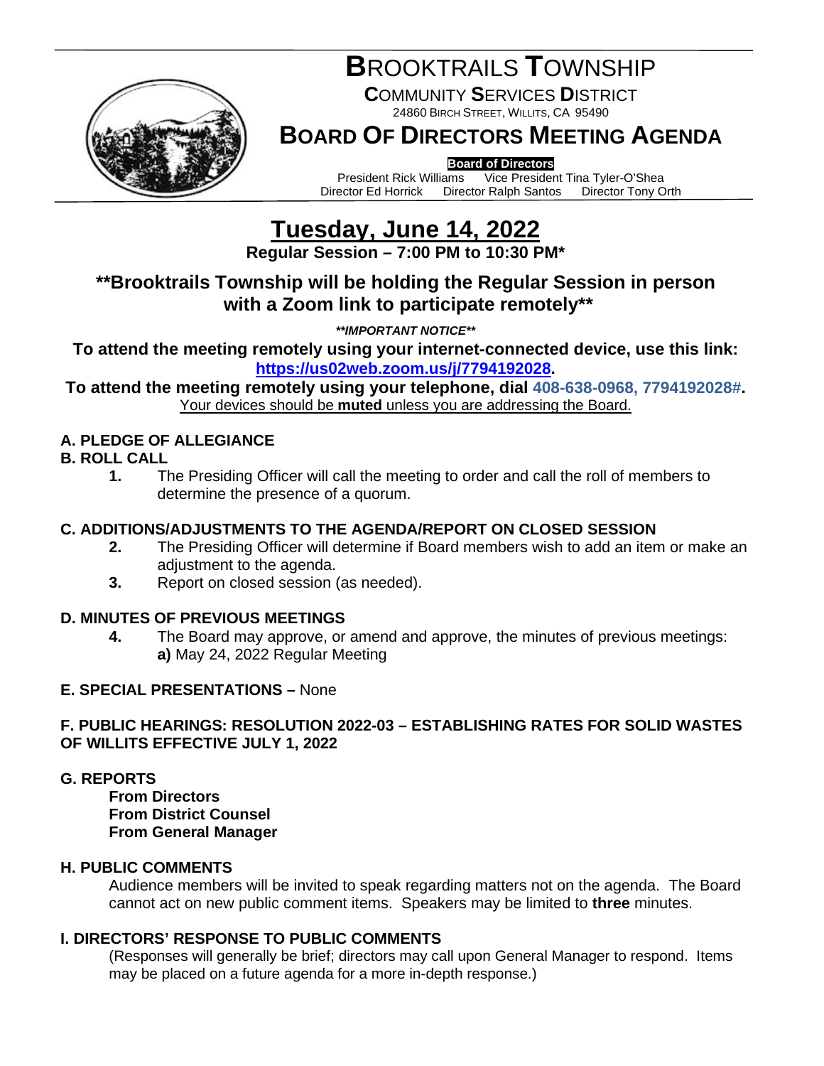# BROOKTRAILS TOWNSHIP

**COMMUNITY SERVICES DISTRICT**

24860 BIRCH STREET, WILLITS, CA 95490

## BOARD OF DIRECTORS MEETING AGENDA

**Board of Directors**

President Rick Williams   Vice President Tina Tyler-O'Shea
Director Ed Horrick   Director Ralph Santos   Director Tony Orth

# Tuesday, June 14, 2022

**Regular Session – 7:00 PM to 10:30 PM***

## **Brooktrails Township will be holding the Regular Session in person with a Zoom link to participate remotely**

***\*\*IMPORTANT NOTICE\*\****

**To attend the meeting remotely using your internet-connected device, use this link: [https://us02web.zoom.us/j/7794192028](https://us02web.zoom.us/j/7794192028).**

**To attend the meeting remotely using your telephone, dial 408-638-0968, 7794192028#.**

Your devices should be **muted** unless you are addressing the Board.

### A. PLEDGE OF ALLEGIANCE

### B. ROLL CALL

1. The Presiding Officer will call the meeting to order and call the roll of members to determine the presence of a quorum.

### C. ADDITIONS/ADJUSTMENTS TO THE AGENDA/REPORT ON CLOSED SESSION

2. The Presiding Officer will determine if Board members wish to add an item or make an adjustment to the agenda.
3. Report on closed session (as needed).

### D. MINUTES OF PREVIOUS MEETINGS

4. The Board may approve, or amend and approve, the minutes of previous meetings:
   **a)** May 24, 2022 Regular Meeting

### E. SPECIAL PRESENTATIONS – None

### F. PUBLIC HEARINGS: RESOLUTION 2022-03 – ESTABLISHING RATES FOR SOLID WASTES OF WILLITS EFFECTIVE JULY 1, 2022

### G. REPORTS

**From Directors**
**From District Counsel**
**From General Manager**

### H. PUBLIC COMMENTS

Audience members will be invited to speak regarding matters not on the agenda. The Board cannot act on new public comment items. Speakers may be limited to **three** minutes.

### I. DIRECTORS' RESPONSE TO PUBLIC COMMENTS

(Responses will generally be brief; directors may call upon General Manager to respond. Items may be placed on a future agenda for a more in-depth response.)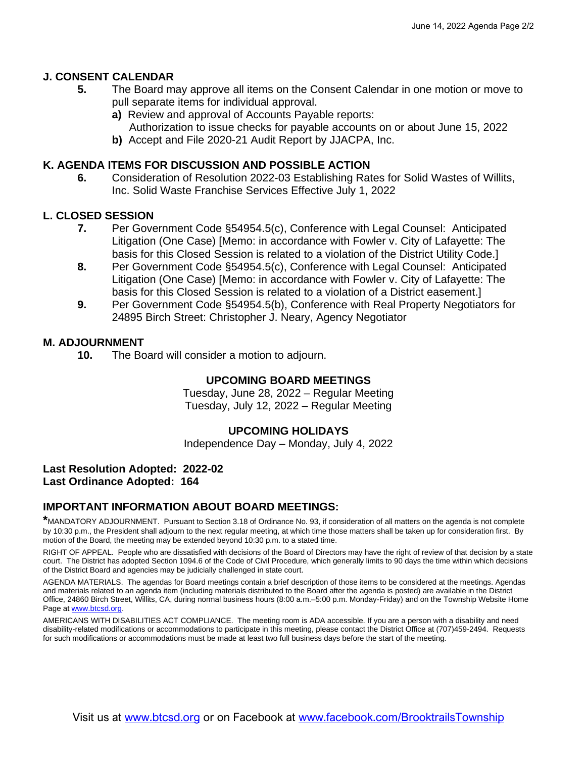## J. CONSENT CALENDAR

**5.** The Board may approve all items on the Consent Calendar in one motion or move to pull separate items for individual approval.

- **a)** Review and approval of Accounts Payable reports: Authorization to issue checks for payable accounts on or about June 15, 2022
- **b)** Accept and File 2020-21 Audit Report by JJACPA, Inc.

## K. AGENDA ITEMS FOR DISCUSSION AND POSSIBLE ACTION

**6.** Consideration of Resolution 2022-03 Establishing Rates for Solid Wastes of Willits, Inc. Solid Waste Franchise Services Effective July 1, 2022

## L. CLOSED SESSION

**7.** Per Government Code §54954.5(c), Conference with Legal Counsel: Anticipated Litigation (One Case) [Memo: in accordance with Fowler v. City of Lafayette: The basis for this Closed Session is related to a violation of the District Utility Code.]

**8.** Per Government Code §54954.5(c), Conference with Legal Counsel: Anticipated Litigation (One Case) [Memo: in accordance with Fowler v. City of Lafayette: The basis for this Closed Session is related to a violation of a District easement.]

**9.** Per Government Code §54954.5(b), Conference with Real Property Negotiators for 24895 Birch Street: Christopher J. Neary, Agency Negotiator

## M. ADJOURNMENT

**10.** The Board will consider a motion to adjourn.

### UPCOMING BOARD MEETINGS

Tuesday, June 28, 2022 – Regular Meeting
Tuesday, July 12, 2022 – Regular Meeting

### UPCOMING HOLIDAYS

Independence Day – Monday, July 4, 2022

**Last Resolution Adopted: 2022-02**
**Last Ordinance Adopted: 164**

## IMPORTANT INFORMATION ABOUT BOARD MEETINGS:

**\***MANDATORY ADJOURNMENT. Pursuant to Section 3.18 of Ordinance No. 93, if consideration of all matters on the agenda is not complete by 10:30 p.m., the President shall adjourn to the next regular meeting, at which time those matters shall be taken up for consideration first. By motion of the Board, the meeting may be extended beyond 10:30 p.m. to a stated time.

RIGHT OF APPEAL. People who are dissatisfied with decisions of the Board of Directors may have the right of review of that decision by a state court. The District has adopted Section 1094.6 of the Code of Civil Procedure, which generally limits to 90 days the time within which decisions of the District Board and agencies may be judicially challenged in state court.

AGENDA MATERIALS. The agendas for Board meetings contain a brief description of those items to be considered at the meetings. Agendas and materials related to an agenda item (including materials distributed to the Board after the agenda is posted) are available in the District Office, 24860 Birch Street, Willits, CA, during normal business hours (8:00 a.m.–5:00 p.m. Monday-Friday) and on the Township Website Home Page at www.btcsd.org.

AMERICANS WITH DISABILITIES ACT COMPLIANCE. The meeting room is ADA accessible. If you are a person with a disability and need disability-related modifications or accommodations to participate in this meeting, please contact the District Office at (707)459-2494. Requests for such modifications or accommodations must be made at least two full business days before the start of the meeting.

Visit us at www.btcsd.org or on Facebook at www.facebook.com/BrooktrailsTownship